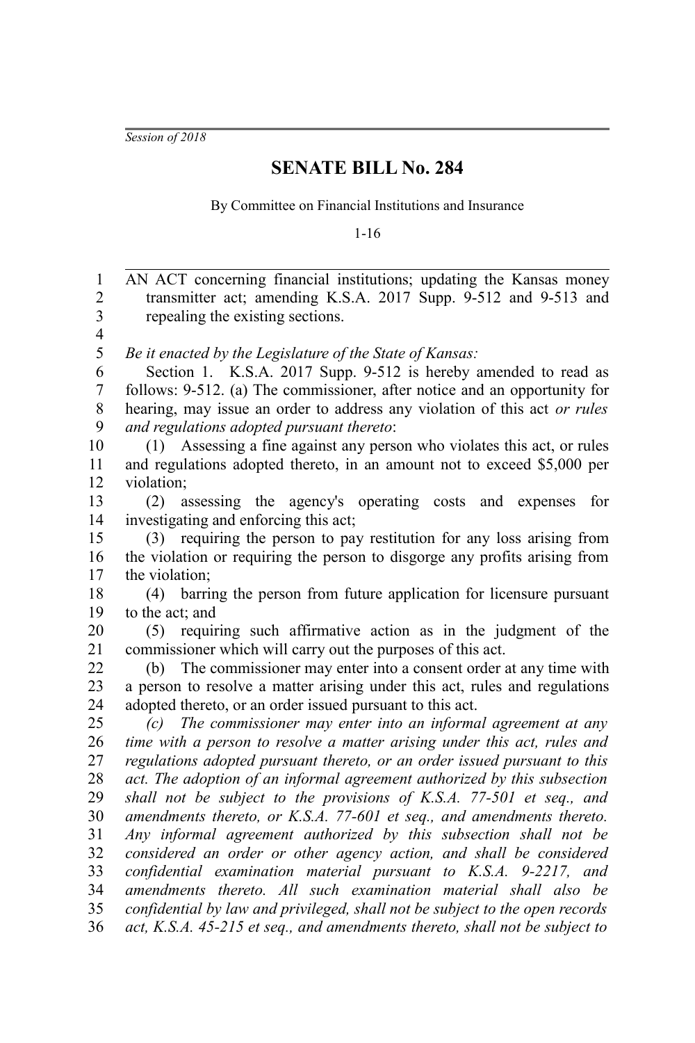*Session of 2018*

# SENATE BILL No. 284

By Committee on Financial Institutions and Insurance

1-16

AN ACT concerning financial institutions; updating the Kansas money transmitter act; amending K.S.A. 2017 Supp. 9-512 and 9-513 and repealing the existing sections.

*Be it enacted by the Legislature of the State of Kansas:*

Section 1. K.S.A. 2017 Supp. 9-512 is hereby amended to read as follows: 9-512. (a) The commissioner, after notice and an opportunity for hearing, may issue an order to address any violation of this act *or rules and regulations adopted pursuant thereto*:

(1) Assessing a fine against any person who violates this act, or rules and regulations adopted thereto, in an amount not to exceed $5,000 per violation;

(2) assessing the agency's operating costs and expenses for investigating and enforcing this act;

(3) requiring the person to pay restitution for any loss arising from the violation or requiring the person to disgorge any profits arising from the violation;

(4) barring the person from future application for licensure pursuant to the act; and

(5) requiring such affirmative action as in the judgment of the commissioner which will carry out the purposes of this act.

(b) The commissioner may enter into a consent order at any time with a person to resolve a matter arising under this act, rules and regulations adopted thereto, or an order issued pursuant to this act.

*(c) The commissioner may enter into an informal agreement at any time with a person to resolve a matter arising under this act, rules and regulations adopted pursuant thereto, or an order issued pursuant to this act. The adoption of an informal agreement authorized by this subsection shall not be subject to the provisions of K.S.A. 77-501 et seq., and amendments thereto, or K.S.A. 77-601 et seq., and amendments thereto. Any informal agreement authorized by this subsection shall not be considered an order or other agency action, and shall be considered confidential examination material pursuant to K.S.A. 9-2217, and amendments thereto. All such examination material shall also be confidential by law and privileged, shall not be subject to the open records act, K.S.A. 45-215 et seq., and amendments thereto, shall not be subject to*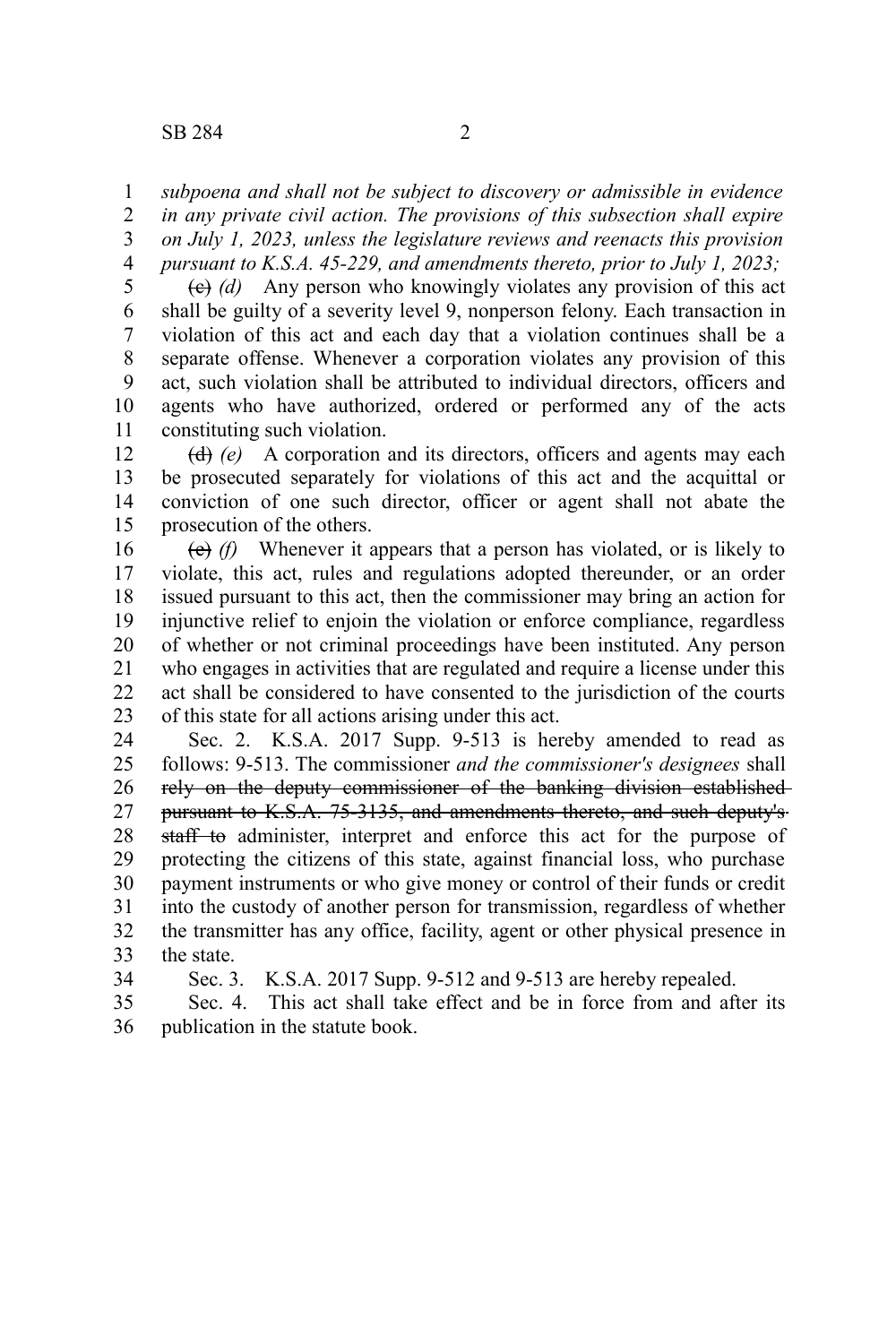*subpoena and shall not be subject to discovery or admissible in evidence in any private civil action. The provisions of this subsection shall expire on July 1, 2023, unless the legislature reviews and reenacts this provision pursuant to K.S.A. 45-229, and amendments thereto, prior to July 1, 2023;*

~~(c)~~ *(d)* Any person who knowingly violates any provision of this act shall be guilty of a severity level 9, nonperson felony. Each transaction in violation of this act and each day that a violation continues shall be a separate offense. Whenever a corporation violates any provision of this act, such violation shall be attributed to individual directors, officers and agents who have authorized, ordered or performed any of the acts constituting such violation.

~~(d)~~ *(e)* A corporation and its directors, officers and agents may each be prosecuted separately for violations of this act and the acquittal or conviction of one such director, officer or agent shall not abate the prosecution of the others.

~~(e)~~ *(f)* Whenever it appears that a person has violated, or is likely to violate, this act, rules and regulations adopted thereunder, or an order issued pursuant to this act, then the commissioner may bring an action for injunctive relief to enjoin the violation or enforce compliance, regardless of whether or not criminal proceedings have been instituted. Any person who engages in activities that are regulated and require a license under this act shall be considered to have consented to the jurisdiction of the courts of this state for all actions arising under this act.

Sec. 2. K.S.A. 2017 Supp. 9-513 is hereby amended to read as follows: 9-513. The commissioner *and the commissioner's designees* shall ~~rely on the deputy commissioner of the banking division established pursuant to K.S.A. 75-3135, and amendments thereto, and such deputy's staff to~~ administer, interpret and enforce this act for the purpose of protecting the citizens of this state, against financial loss, who purchase payment instruments or who give money or control of their funds or credit into the custody of another person for transmission, regardless of whether the transmitter has any office, facility, agent or other physical presence in the state.

Sec. 3. K.S.A. 2017 Supp. 9-512 and 9-513 are hereby repealed.

Sec. 4. This act shall take effect and be in force from and after its publication in the statute book.